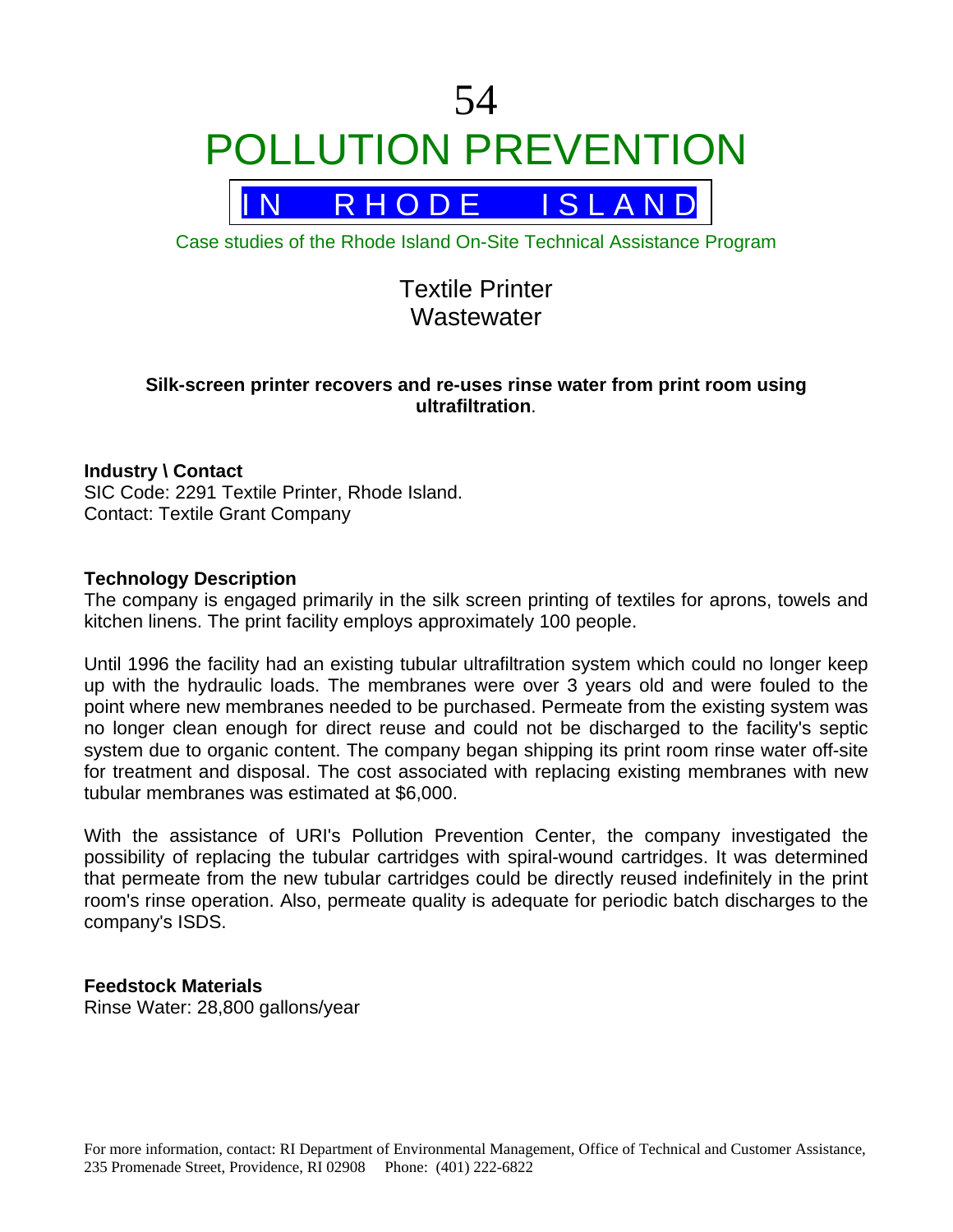# 54

# POLLUTION PREVENTION

## IN RHODE ISLAND

Case studies of the Rhode Island On-Site Technical Assistance Program

## Textile Printer
## Wastewater

**Silk-screen printer recovers and re-uses rinse water from print room using ultrafiltration**.

**Industry \ Contact**
SIC Code: 2291 Textile Printer, Rhode Island.
Contact: Textile Grant Company

**Technology Description**
The company is engaged primarily in the silk screen printing of textiles for aprons, towels and kitchen linens. The print facility employs approximately 100 people.

Until 1996 the facility had an existing tubular ultrafiltration system which could no longer keep up with the hydraulic loads. The membranes were over 3 years old and were fouled to the point where new membranes needed to be purchased. Permeate from the existing system was no longer clean enough for direct reuse and could not be discharged to the facility's septic system due to organic content. The company began shipping its print room rinse water off-site for treatment and disposal. The cost associated with replacing existing membranes with new tubular membranes was estimated at $6,000.

With the assistance of URI's Pollution Prevention Center, the company investigated the possibility of replacing the tubular cartridges with spiral-wound cartridges. It was determined that permeate from the new tubular cartridges could be directly reused indefinitely in the print room's rinse operation. Also, permeate quality is adequate for periodic batch discharges to the company's ISDS.

**Feedstock Materials**
Rinse Water: 28,800 gallons/year

For more information, contact: RI Department of Environmental Management, Office of Technical and Customer Assistance, 235 Promenade Street, Providence, RI 02908 Phone: (401) 222-6822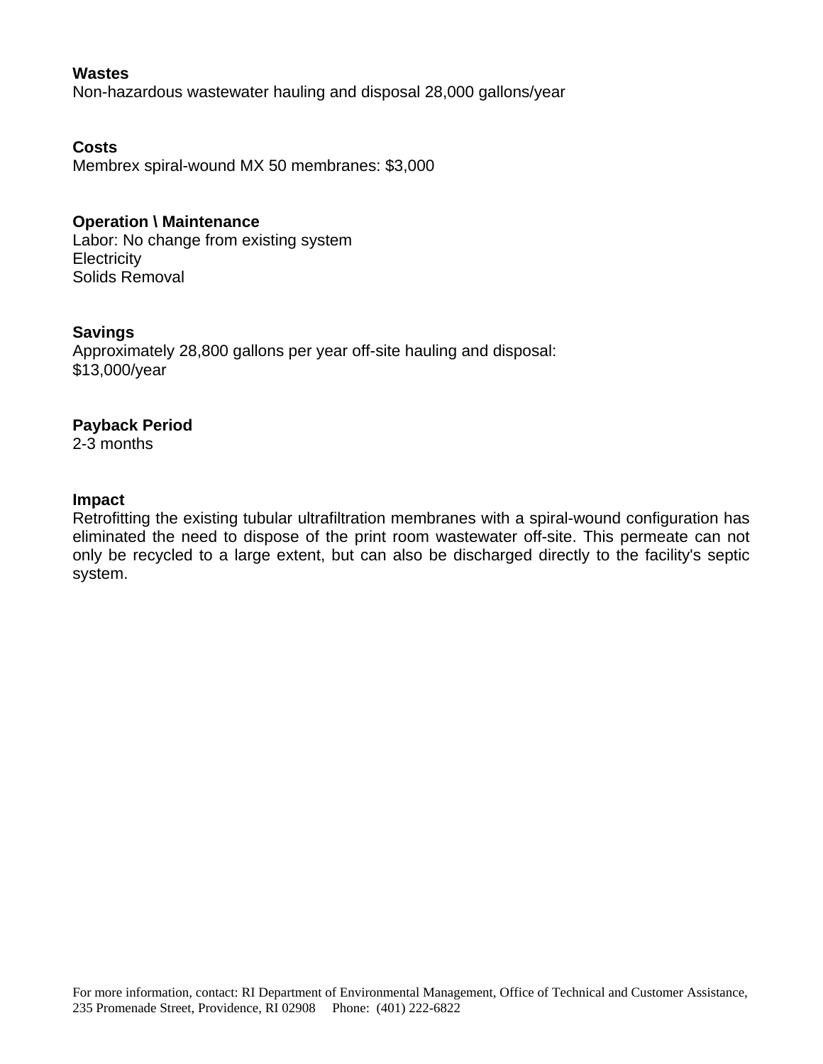**Wastes**
Non-hazardous wastewater hauling and disposal 28,000 gallons/year

**Costs**
Membrex spiral-wound MX 50 membranes: $3,000

**Operation \ Maintenance**
Labor: No change from existing system
Electricity
Solids Removal

**Savings**
Approximately 28,800 gallons per year off-site hauling and disposal:
$13,000/year

**Payback Period**
2-3 months

**Impact**
Retrofitting the existing tubular ultrafiltration membranes with a spiral-wound configuration has eliminated the need to dispose of the print room wastewater off-site. This permeate can not only be recycled to a large extent, but can also be discharged directly to the facility's septic system.

For more information, contact: RI Department of Environmental Management, Office of Technical and Customer Assistance, 235 Promenade Street, Providence, RI 02908 Phone: (401) 222-6822